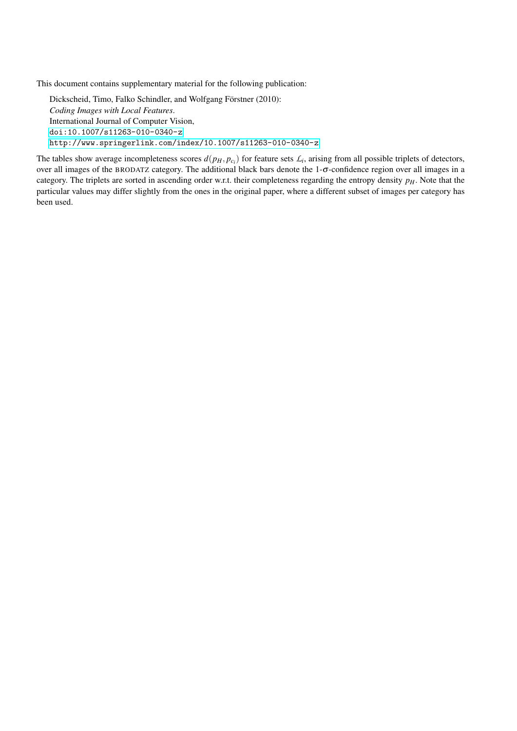This document contains supplementary material for the following publication:

Dickscheid, Timo, Falko Schindler, and Wolfgang Förstner (2010):
*Coding Images with Local Features*.
International Journal of Computer Vision,
`doi:10.1007/s11263-010-0340-z`
`http://www.springerlink.com/index/10.1007/s11263-010-0340-z`

The tables show average incompleteness scores $d(p_H, p_{c_i})$ for feature sets $\mathcal{L}_i$, arising from all possible triplets of detectors, over all images of the BRODATZ category. The additional black bars denote the 1-$\sigma$-confidence region over all images in a category. The triplets are sorted in ascending order w.r.t. their completeness regarding the entropy density $p_H$. Note that the particular values may differ slightly from the ones in the original paper, where a different subset of images per category has been used.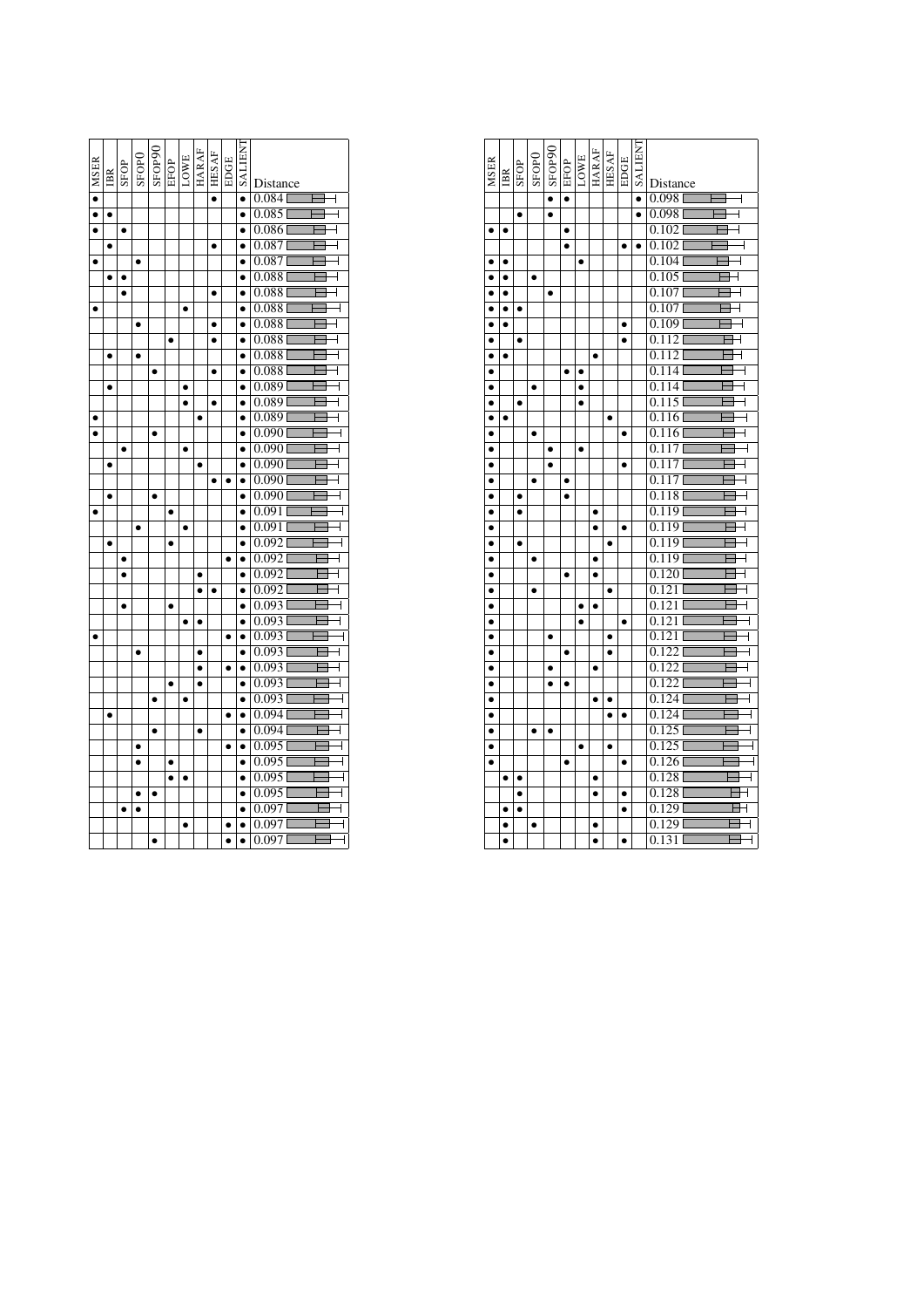| MSER | IBR | SFOP | SFOP0 | SFOP90 | EFOP | LOWE | HARAF | HESAF | EDGE | SALIENT | Distance |
|---|---|---|---|---|---|---|---|---|---|---|---|
| ● | | | | | | | | ● | | ● | 0.084 |
| ● | ● | | | | | | | | | ● | 0.085 |
| ● | | ● | | | | | | | | ● | 0.086 |
| | ● | | | | | | | ● | | ● | 0.087 |
| ● | | | ● | | | | | | | ● | 0.087 |
| | ● | ● | | | | | | | | ● | 0.088 |
| | | ● | | | | | | ● | | ● | 0.088 |
| ● | | | | | | ● | | | | ● | 0.088 |
| | | | ● | | | | | ● | | ● | 0.088 |
| | | | | | ● | | | ● | | ● | 0.088 |
| | ● | | ● | | | | | | | ● | 0.088 |
| | | | | ● | | | | ● | | ● | 0.088 |
| | ● | | | | | ● | | | | ● | 0.089 |
| | | | | | | ● | | ● | | ● | 0.089 |
| ● | | | | | | | ● | | | ● | 0.089 |
| ● | | | | ● | | | | | | ● | 0.090 |
| | | ● | | | | ● | | | | ● | 0.090 |
| | ● | | | | | | ● | | | ● | 0.090 |
| | | | | | | | | ● | ● | ● | 0.090 |
| | ● | | | ● | | | | | | ● | 0.090 |
| ● | | | | | ● | | | | | ● | 0.091 |
| | | | ● | | | ● | | | | ● | 0.091 |
| | ● | | | | ● | | | | | ● | 0.092 |
| | | ● | | | | | | | ● | ● | 0.092 |
| | | ● | | | | | ● | | | ● | 0.092 |
| | | | | | | | ● | ● | | ● | 0.092 |
| | | ● | | | ● | | | | | ● | 0.093 |
| | | | | | | ● | ● | | | ● | 0.093 |
| ● | | | | | | | | | ● | ● | 0.093 |
| | | | ● | | | | ● | | | ● | 0.093 |
| | | | | | | | ● | | ● | ● | 0.093 |
| | | | | | ● | | ● | | | ● | 0.093 |
| | | | | ● | | ● | | | | ● | 0.093 |
| | ● | | | | | | | | ● | ● | 0.094 |
| | | | | ● | | | ● | | | ● | 0.094 |
| | | | ● | | | | | | ● | ● | 0.095 |
| | | | ● | | ● | | | | | ● | 0.095 |
| | | | | | ● | ● | | | | ● | 0.095 |
| | | | ● | ● | | | | | | ● | 0.095 |
| | | ● | ● | | | | | | | ● | 0.097 |
| | | | | | | ● | | | ● | ● | 0.097 |
| | | | | ● | | | | | ● | ● | 0.097 |

| MSER | IBR | SFOP | SFOP0 | SFOP90 | EFOP | LOWE | HARAF | HESAF | EDGE | SALIENT | Distance |
|---|---|---|---|---|---|---|---|---|---|---|---|
| | | | | ● | ● | | | | | ● | 0.098 |
| | | ● | | ● | | | | | | ● | 0.098 |
| ● | ● | | | | ● | | | | | | 0.102 |
| | | | | | ● | | | | ● | ● | 0.102 |
| ● | ● | | | | | ● | | | | | 0.104 |
| ● | ● | | ● | | | | | | | | 0.105 |
| ● | ● | | | ● | | | | | | | 0.107 |
| ● | ● | ● | | | | | | | | | 0.107 |
| ● | ● | | | | | | | | ● | | 0.109 |
| ● | | ● | | | | | | | ● | | 0.112 |
| ● | ● | | | | | | ● | | | | 0.112 |
| ● | | | | | ● | ● | | | | | 0.114 |
| ● | | | ● | | | ● | | | | | 0.114 |
| ● | | ● | | | | ● | | | | | 0.115 |
| ● | ● | | | | | | | ● | | | 0.116 |
| ● | | | ● | | | | | | ● | | 0.116 |
| ● | | | | ● | | ● | | | | | 0.117 |
| ● | | | | ● | | | | | ● | | 0.117 |
| ● | | | ● | | ● | | | | | | 0.117 |
| ● | | ● | | | ● | | | | | | 0.118 |
| ● | | ● | | | | | ● | | | | 0.119 |
| ● | | | | | | | ● | | ● | | 0.119 |
| ● | | ● | | | | | | ● | | | 0.119 |
| ● | | | ● | | | | ● | | | | 0.119 |
| ● | | | | | ● | | ● | | | | 0.120 |
| ● | | | ● | | | | | ● | | | 0.121 |
| ● | | | | | | ● | ● | | | | 0.121 |
| ● | | | | | | ● | | | ● | | 0.121 |
| ● | | | | ● | | | | ● | | | 0.121 |
| ● | | | | | ● | | | ● | | | 0.122 |
| ● | | | | ● | | | ● | | | | 0.122 |
| ● | | | | ● | ● | | | | | | 0.122 |
| ● | | | | | | | ● | ● | | | 0.124 |
| ● | | | | | | | | ● | ● | | 0.124 |
| ● | | | ● | ● | | | | | | | 0.125 |
| ● | | | | | | ● | | ● | | | 0.125 |
| ● | | | | | ● | | | | ● | | 0.126 |
| | ● | ● | | | | | ● | | | | 0.128 |
| | | ● | | | | | ● | | ● | | 0.128 |
| | ● | ● | | | | | | | ● | | 0.129 |
| | ● | | ● | | | | ● | | | | 0.129 |
| | ● | | | | | | ● | | ● | | 0.131 |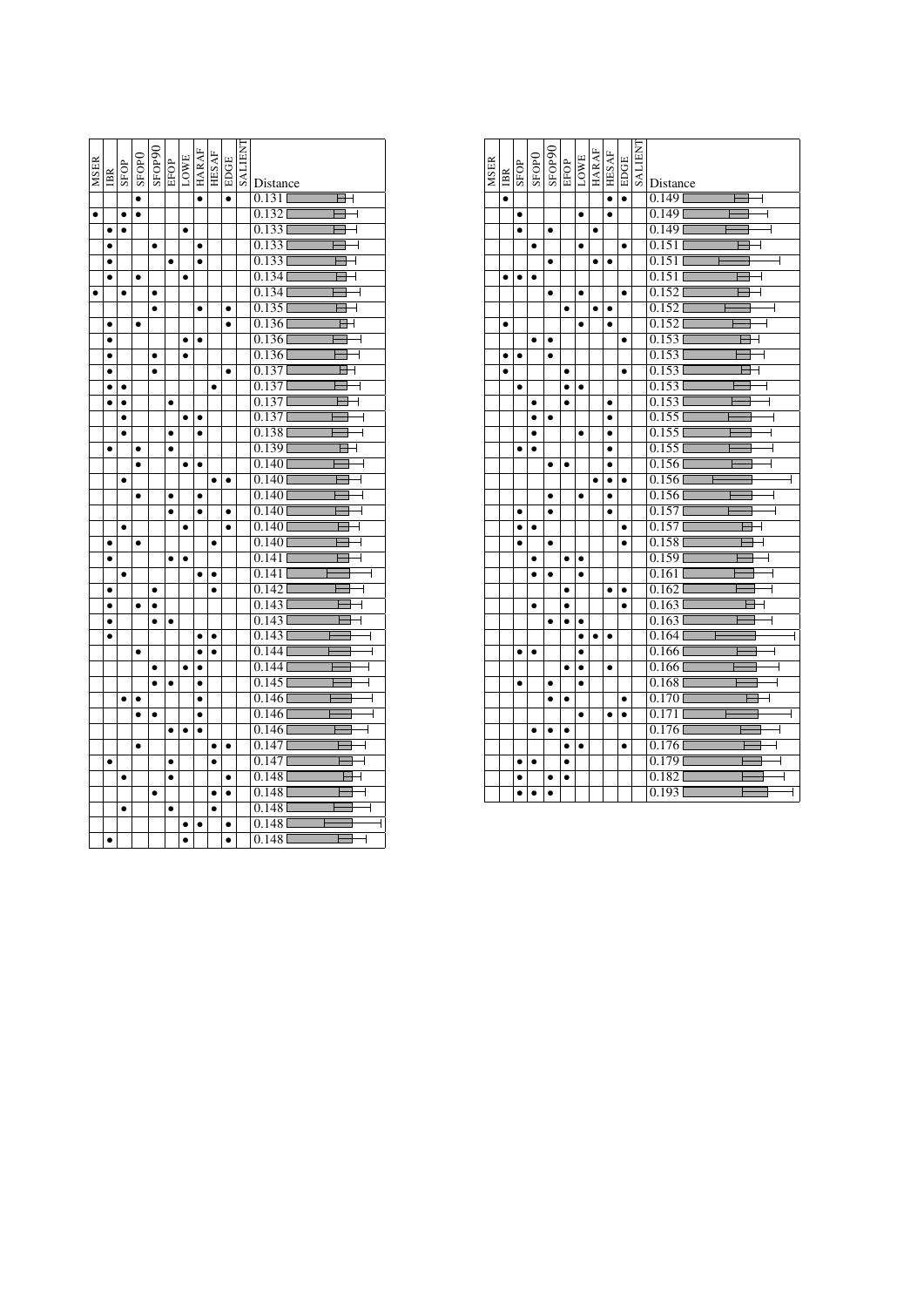| MSER | IBR | SFOP | SFOP0 | SFOP90 | EFOP | LOWE | HARAF | HESAF | EDGE | SALIENT | Distance |
|---|---|---|---|---|---|---|---|---|---|---|---|
| | | | ● | | | | ● | | ● | | 0.131 |
| ● | | ● | ● | | | | | | | | 0.132 |
| | ● | ● | | | | ● | | | | | 0.133 |
| | ● | | | ● | | | ● | | | | 0.133 |
| | ● | | | | ● | | ● | | | | 0.133 |
| | ● | | ● | | | ● | | | | | 0.134 |
| ● | | ● | | ● | | | | | | | 0.134 |
| | | | | ● | | | ● | | ● | | 0.135 |
| | ● | | ● | | | | | | ● | | 0.136 |
| | ● | | | | | ● | ● | | | | 0.136 |
| | ● | | | ● | | ● | | | | | 0.136 |
| | ● | | | ● | | | | | ● | | 0.137 |
| | ● | ● | | | | | | ● | | | 0.137 |
| | ● | ● | | | ● | | | | | | 0.137 |
| | | ● | | | | ● | ● | | | | 0.137 |
| | | ● | | | ● | | ● | | | | 0.138 |
| | ● | | ● | | ● | | | | | | 0.139 |
| | | | ● | | | ● | ● | | | | 0.140 |
| | | ● | | | | | | ● | ● | | 0.140 |
| | | | ● | | ● | | ● | | | | 0.140 |
| | | | | | ● | | ● | | ● | | 0.140 |
| | | ● | | | | ● | | | ● | | 0.140 |
| | ● | | ● | | | | | ● | | | 0.140 |
| | ● | | | | ● | ● | | | | | 0.141 |
| | | ● | | | | | ● | ● | | | 0.141 |
| | ● | | | ● | | | | ● | | | 0.142 |
| | ● | | ● | ● | | | | | | | 0.143 |
| | ● | | | ● | ● | | | | | | 0.143 |
| | ● | | | | | | ● | ● | | | 0.143 |
| | | | ● | | | | ● | ● | | | 0.144 |
| | | | | ● | | ● | ● | | | | 0.144 |
| | | | | ● | ● | | ● | | | | 0.145 |
| | | ● | ● | | | | ● | | | | 0.146 |
| | | | ● | ● | | | ● | | | | 0.146 |
| | | | | | ● | ● | ● | | | | 0.146 |
| | | | ● | | | | | ● | ● | | 0.147 |
| | ● | | | | ● | | | ● | | | 0.147 |
| | | ● | | | ● | | | | ● | | 0.148 |
| | | | | ● | | | | ● | ● | | 0.148 |
| | | ● | | | ● | | | ● | | | 0.148 |
| | | | | | | ● | ● | | ● | | 0.148 |
| | ● | | | | | ● | | | ● | | 0.148 |

| MSER | IBR | SFOP | SFOP0 | SFOP90 | EFOP | LOWE | HARAF | HESAF | EDGE | SALIENT | Distance |
|---|---|---|---|---|---|---|---|---|---|---|---|
| | ● | | | | | | | ● | ● | | 0.149 |
| | | ● | | | | ● | | ● | | | 0.149 |
| | | ● | | ● | | | ● | | | | 0.149 |
| | | | ● | | | ● | | | ● | | 0.151 |
| | | | | ● | | | ● | ● | | | 0.151 |
| | ● | ● | ● | | | | | | | | 0.151 |
| | | | | ● | | ● | | | ● | | 0.152 |
| | | | | | ● | | ● | ● | | | 0.152 |
| | ● | | | | | ● | | ● | | | 0.152 |
| | | | ● | ● | | | | | ● | | 0.153 |
| | ● | ● | | ● | | | | | | | 0.153 |
| | ● | | | | ● | | | | ● | | 0.153 |
| | | ● | | | ● | ● | | | | | 0.153 |
| | | | ● | | ● | | | ● | | | 0.153 |
| | | | ● | ● | | | | ● | | | 0.155 |
| | | | ● | | | ● | | ● | | | 0.155 |
| | | ● | ● | | | | | ● | | | 0.155 |
| | | | | ● | ● | | | ● | | | 0.156 |
| | | | | | | | ● | ● | ● | | 0.156 |
| | | | | ● | | ● | | ● | | | 0.156 |
| | | ● | | ● | | | | ● | | | 0.157 |
| | | ● | ● | | | | | | ● | | 0.157 |
| | | ● | | ● | | | | | ● | | 0.158 |
| | | | ● | | ● | ● | | | | | 0.159 |
| | | | ● | ● | | ● | | | | | 0.161 |
| | | | | | ● | | | ● | ● | | 0.162 |
| | | | ● | | ● | | | | ● | | 0.163 |
| | | | | ● | ● | ● | | | | | 0.163 |
| | | | | | | ● | ● | ● | | | 0.164 |
| | | ● | ● | | | ● | | | | | 0.166 |
| | | | | | ● | ● | | ● | | | 0.166 |
| | | ● | | ● | | ● | | | | | 0.168 |
| | | | | ● | ● | | | | ● | | 0.170 |
| | | | | | | ● | | ● | ● | | 0.171 |
| | | | ● | ● | ● | | | | | | 0.176 |
| | | | | | ● | ● | | | ● | | 0.176 |
| | | ● | ● | | ● | | | | | | 0.179 |
| | | ● | | ● | ● | | | | | | 0.182 |
| | | ● | ● | ● | | | | | | | 0.193 |